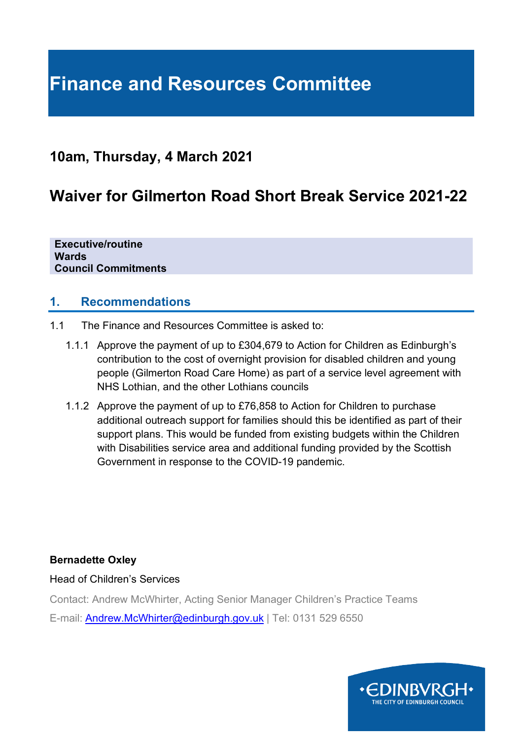# Finance and Resources Committee

## 10am, Thursday, 4 March 2021

## Waiver for Gilmerton Road Short Break Service 2021-22

**Executive/routine**
**Wards**
**Council Commitments**

### 1. Recommendations

1.1 The Finance and Resources Committee is asked to:

1.1.1 Approve the payment of up to £304,679 to Action for Children as Edinburgh's contribution to the cost of overnight provision for disabled children and young people (Gilmerton Road Care Home) as part of a service level agreement with NHS Lothian, and the other Lothians councils

1.1.2 Approve the payment of up to £76,858 to Action for Children to purchase additional outreach support for families should this be identified as part of their support plans. This would be funded from existing budgets within the Children with Disabilities service area and additional funding provided by the Scottish Government in response to the COVID-19 pandemic.

**Bernadette Oxley**

Head of Children's Services

Contact: Andrew McWhirter, Acting Senior Manager Children's Practice Teams

E-mail: Andrew.McWhirter@edinburgh.gov.uk | Tel: 0131 529 6550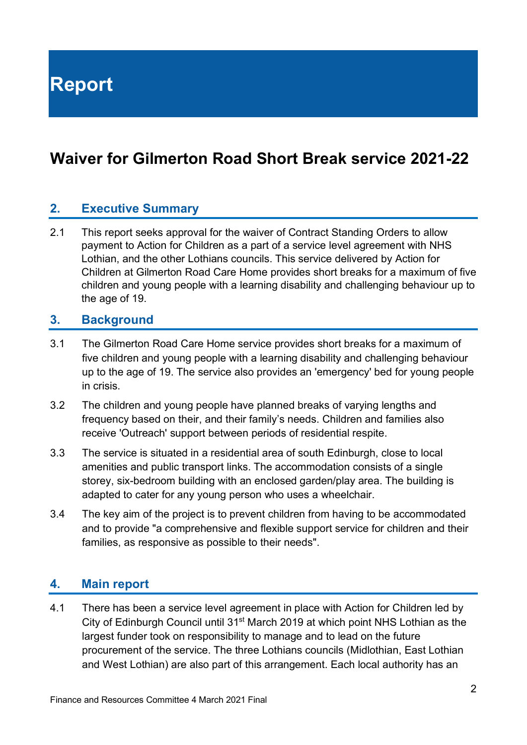# Report

## Waiver for Gilmerton Road Short Break service 2021-22

### 2. Executive Summary

2.1 This report seeks approval for the waiver of Contract Standing Orders to allow payment to Action for Children as a part of a service level agreement with NHS Lothian, and the other Lothians councils. This service delivered by Action for Children at Gilmerton Road Care Home provides short breaks for a maximum of five children and young people with a learning disability and challenging behaviour up to the age of 19.

### 3. Background

3.1 The Gilmerton Road Care Home service provides short breaks for a maximum of five children and young people with a learning disability and challenging behaviour up to the age of 19. The service also provides an 'emergency' bed for young people in crisis.

3.2 The children and young people have planned breaks of varying lengths and frequency based on their, and their family's needs. Children and families also receive 'Outreach' support between periods of residential respite.

3.3 The service is situated in a residential area of south Edinburgh, close to local amenities and public transport links. The accommodation consists of a single storey, six-bedroom building with an enclosed garden/play area. The building is adapted to cater for any young person who uses a wheelchair.

3.4 The key aim of the project is to prevent children from having to be accommodated and to provide "a comprehensive and flexible support service for children and their families, as responsive as possible to their needs".

### 4. Main report

4.1 There has been a service level agreement in place with Action for Children led by City of Edinburgh Council until 31st March 2019 at which point NHS Lothian as the largest funder took on responsibility to manage and to lead on the future procurement of the service. The three Lothians councils (Midlothian, East Lothian and West Lothian) are also part of this arrangement. Each local authority has an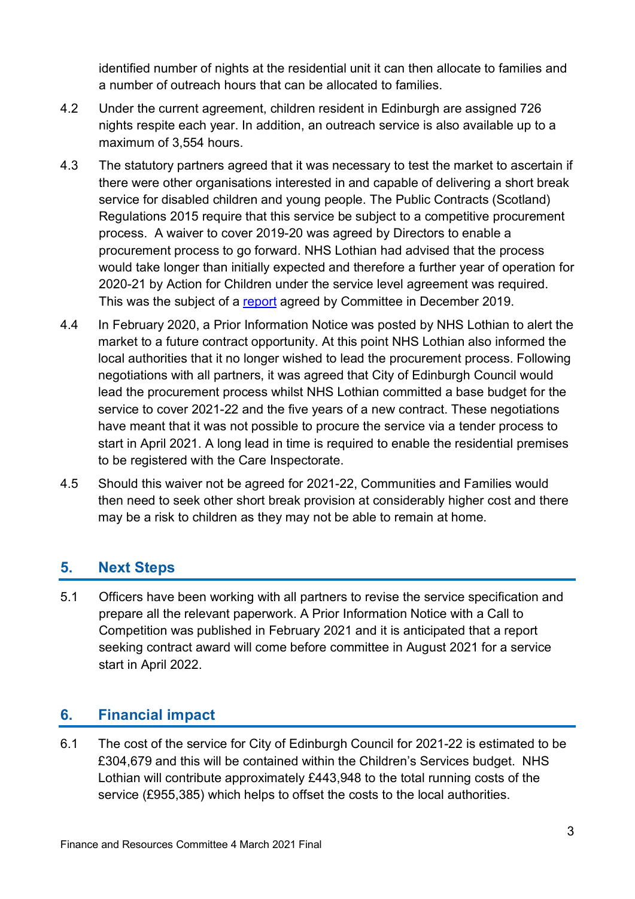identified number of nights at the residential unit it can then allocate to families and a number of outreach hours that can be allocated to families.

4.2 Under the current agreement, children resident in Edinburgh are assigned 726 nights respite each year. In addition, an outreach service is also available up to a maximum of 3,554 hours.

4.3 The statutory partners agreed that it was necessary to test the market to ascertain if there were other organisations interested in and capable of delivering a short break service for disabled children and young people. The Public Contracts (Scotland) Regulations 2015 require that this service be subject to a competitive procurement process. A waiver to cover 2019-20 was agreed by Directors to enable a procurement process to go forward. NHS Lothian had advised that the process would take longer than initially expected and therefore a further year of operation for 2020-21 by Action for Children under the service level agreement was required. This was the subject of a report agreed by Committee in December 2019.

4.4 In February 2020, a Prior Information Notice was posted by NHS Lothian to alert the market to a future contract opportunity. At this point NHS Lothian also informed the local authorities that it no longer wished to lead the procurement process. Following negotiations with all partners, it was agreed that City of Edinburgh Council would lead the procurement process whilst NHS Lothian committed a base budget for the service to cover 2021-22 and the five years of a new contract. These negotiations have meant that it was not possible to procure the service via a tender process to start in April 2021. A long lead in time is required to enable the residential premises to be registered with the Care Inspectorate.

4.5 Should this waiver not be agreed for 2021-22, Communities and Families would then need to seek other short break provision at considerably higher cost and there may be a risk to children as they may not be able to remain at home.

## 5. Next Steps

5.1 Officers have been working with all partners to revise the service specification and prepare all the relevant paperwork. A Prior Information Notice with a Call to Competition was published in February 2021 and it is anticipated that a report seeking contract award will come before committee in August 2021 for a service start in April 2022.

## 6. Financial impact

6.1 The cost of the service for City of Edinburgh Council for 2021-22 is estimated to be £304,679 and this will be contained within the Children's Services budget. NHS Lothian will contribute approximately £443,948 to the total running costs of the service (£955,385) which helps to offset the costs to the local authorities.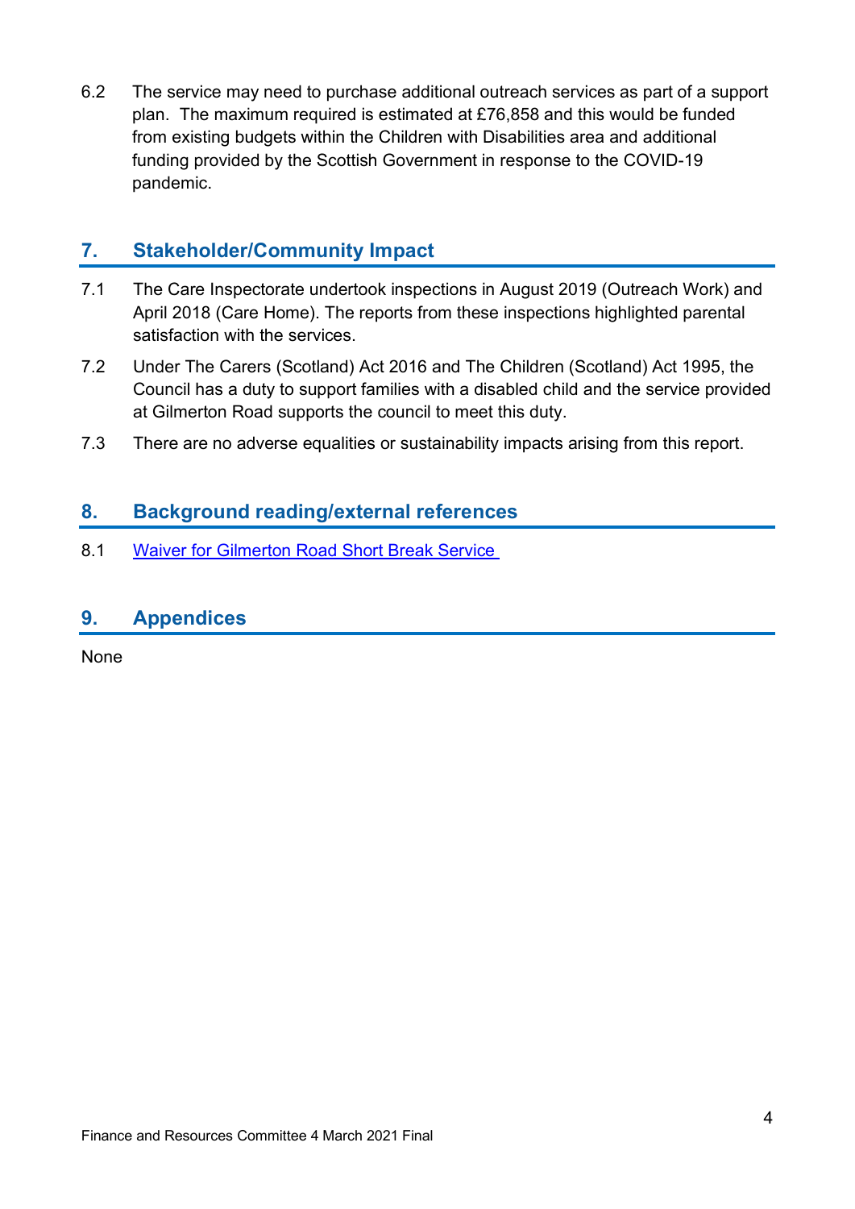6.2 The service may need to purchase additional outreach services as part of a support plan. The maximum required is estimated at £76,858 and this would be funded from existing budgets within the Children with Disabilities area and additional funding provided by the Scottish Government in response to the COVID-19 pandemic.

## 7. Stakeholder/Community Impact

7.1 The Care Inspectorate undertook inspections in August 2019 (Outreach Work) and April 2018 (Care Home). The reports from these inspections highlighted parental satisfaction with the services.

7.2 Under The Carers (Scotland) Act 2016 and The Children (Scotland) Act 1995, the Council has a duty to support families with a disabled child and the service provided at Gilmerton Road supports the council to meet this duty.

7.3 There are no adverse equalities or sustainability impacts arising from this report.

## 8. Background reading/external references

8.1 Waiver for Gilmerton Road Short Break Service

## 9. Appendices

None